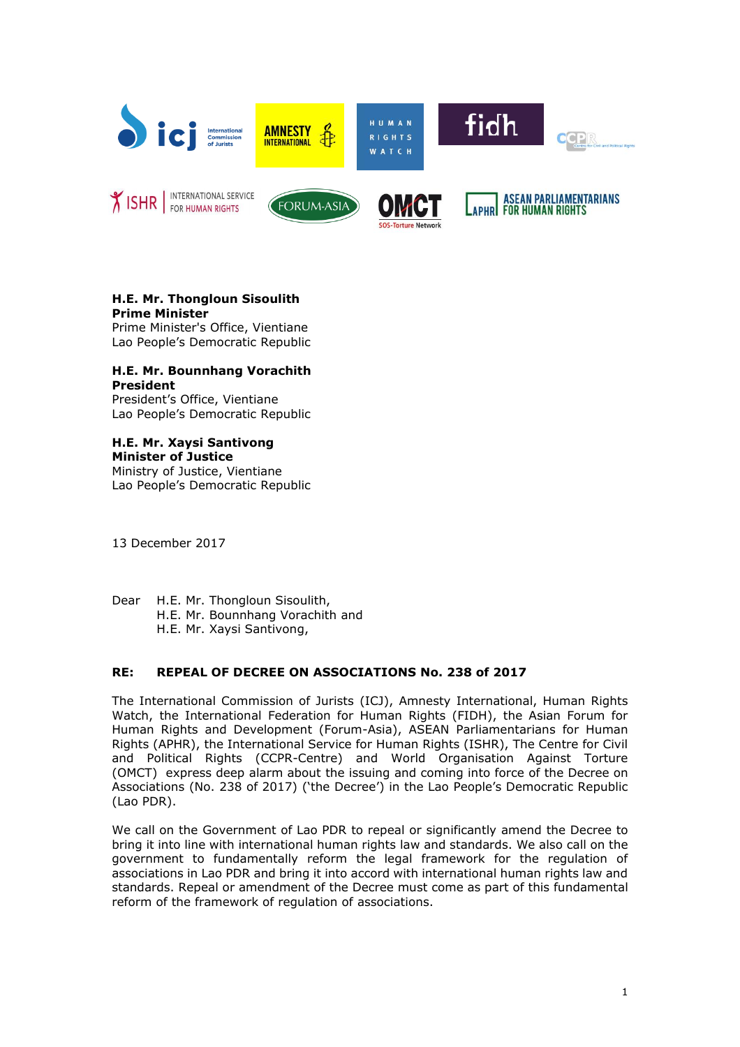**H.E. Mr. Thongloun Sisoulith**
**Prime Minister**
Prime Minister's Office, Vientiane
Lao People's Democratic Republic

**H.E. Mr. Bounnhang Vorachith**
**President**
President's Office, Vientiane
Lao People's Democratic Republic

**H.E. Mr. Xaysi Santivong**
**Minister of Justice**
Ministry of Justice, Vientiane
Lao People's Democratic Republic

13 December 2017

Dear H.E. Mr. Thongloun Sisoulith,
H.E. Mr. Bounnhang Vorachith and
H.E. Mr. Xaysi Santivong,

**RE: REPEAL OF DECREE ON ASSOCIATIONS No. 238 of 2017**

The International Commission of Jurists (ICJ), Amnesty International, Human Rights Watch, the International Federation for Human Rights (FIDH), the Asian Forum for Human Rights and Development (Forum-Asia), ASEAN Parliamentarians for Human Rights (APHR), the International Service for Human Rights (ISHR), The Centre for Civil and Political Rights (CCPR-Centre) and World Organisation Against Torture (OMCT) express deep alarm about the issuing and coming into force of the Decree on Associations (No. 238 of 2017) ('the Decree') in the Lao People's Democratic Republic (Lao PDR).

We call on the Government of Lao PDR to repeal or significantly amend the Decree to bring it into line with international human rights law and standards. We also call on the government to fundamentally reform the legal framework for the regulation of associations in Lao PDR and bring it into accord with international human rights law and standards. Repeal or amendment of the Decree must come as part of this fundamental reform of the framework of regulation of associations.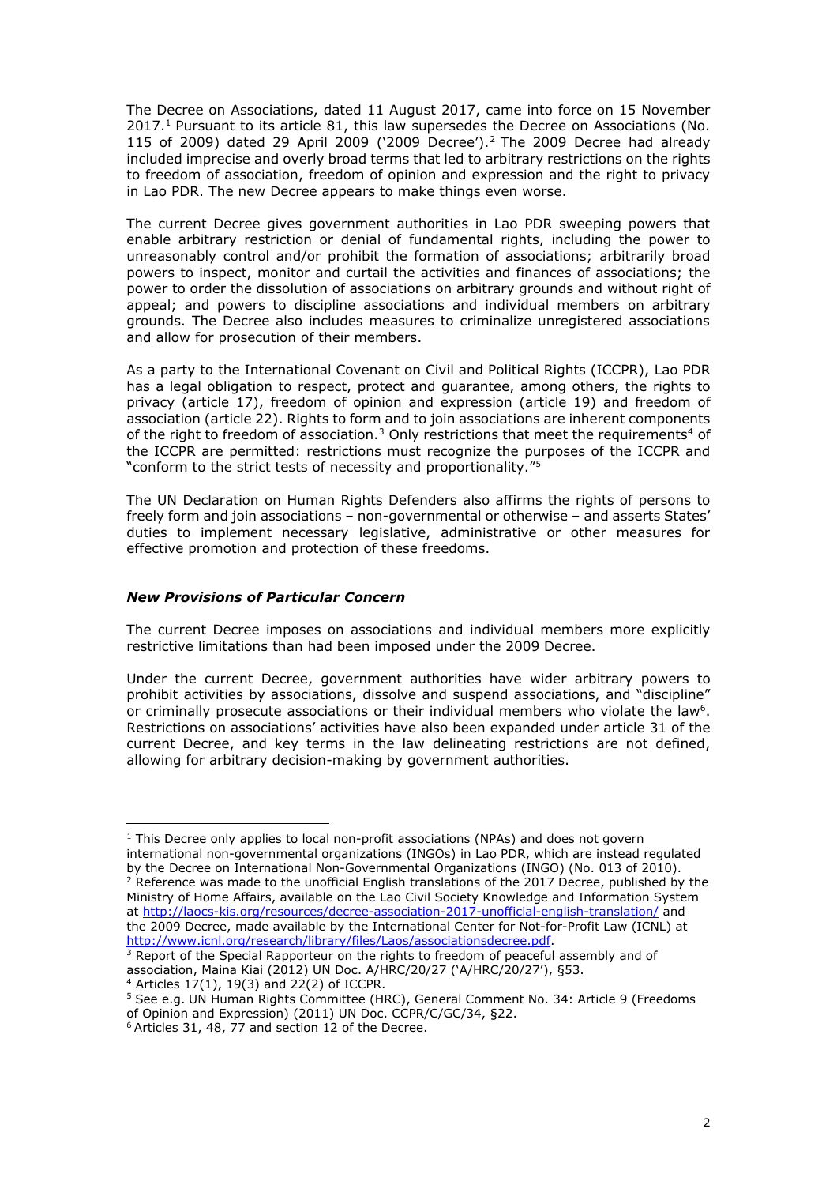The Decree on Associations, dated 11 August 2017, came into force on 15 November 2017.[1] Pursuant to its article 81, this law supersedes the Decree on Associations (No. 115 of 2009) dated 29 April 2009 ('2009 Decree').[2] The 2009 Decree had already included imprecise and overly broad terms that led to arbitrary restrictions on the rights to freedom of association, freedom of opinion and expression and the right to privacy in Lao PDR. The new Decree appears to make things even worse.

The current Decree gives government authorities in Lao PDR sweeping powers that enable arbitrary restriction or denial of fundamental rights, including the power to unreasonably control and/or prohibit the formation of associations; arbitrarily broad powers to inspect, monitor and curtail the activities and finances of associations; the power to order the dissolution of associations on arbitrary grounds and without right of appeal; and powers to discipline associations and individual members on arbitrary grounds. The Decree also includes measures to criminalize unregistered associations and allow for prosecution of their members.

As a party to the International Covenant on Civil and Political Rights (ICCPR), Lao PDR has a legal obligation to respect, protect and guarantee, among others, the rights to privacy (article 17), freedom of opinion and expression (article 19) and freedom of association (article 22). Rights to form and to join associations are inherent components of the right to freedom of association.[3] Only restrictions that meet the requirements[4] of the ICCPR are permitted: restrictions must recognize the purposes of the ICCPR and "conform to the strict tests of necessity and proportionality."[5]

The UN Declaration on Human Rights Defenders also affirms the rights of persons to freely form and join associations – non-governmental or otherwise – and asserts States' duties to implement necessary legislative, administrative or other measures for effective promotion and protection of these freedoms.

### *New Provisions of Particular Concern*

The current Decree imposes on associations and individual members more explicitly restrictive limitations than had been imposed under the 2009 Decree.

Under the current Decree, government authorities have wider arbitrary powers to prohibit activities by associations, dissolve and suspend associations, and "discipline" or criminally prosecute associations or their individual members who violate the law[6]. Restrictions on associations' activities have also been expanded under article 31 of the current Decree, and key terms in the law delineating restrictions are not defined, allowing for arbitrary decision-making by government authorities.

---

[1] This Decree only applies to local non-profit associations (NPAs) and does not govern international non-governmental organizations (INGOs) in Lao PDR, which are instead regulated by the Decree on International Non-Governmental Organizations (INGO) (No. 013 of 2010).

[2] Reference was made to the unofficial English translations of the 2017 Decree, published by the Ministry of Home Affairs, available on the Lao Civil Society Knowledge and Information System at http://laocs-kis.org/resources/decree-association-2017-unofficial-english-translation/ and the 2009 Decree, made available by the International Center for Not-for-Profit Law (ICNL) at http://www.icnl.org/research/library/files/Laos/associationsdecree.pdf.

[3] Report of the Special Rapporteur on the rights to freedom of peaceful assembly and of association, Maina Kiai (2012) UN Doc. A/HRC/20/27 ('A/HRC/20/27'), §53.

[4] Articles 17(1), 19(3) and 22(2) of ICCPR.

[5] See e.g. UN Human Rights Committee (HRC), General Comment No. 34: Article 9 (Freedoms of Opinion and Expression) (2011) UN Doc. CCPR/C/GC/34, §22.

[6] Articles 31, 48, 77 and section 12 of the Decree.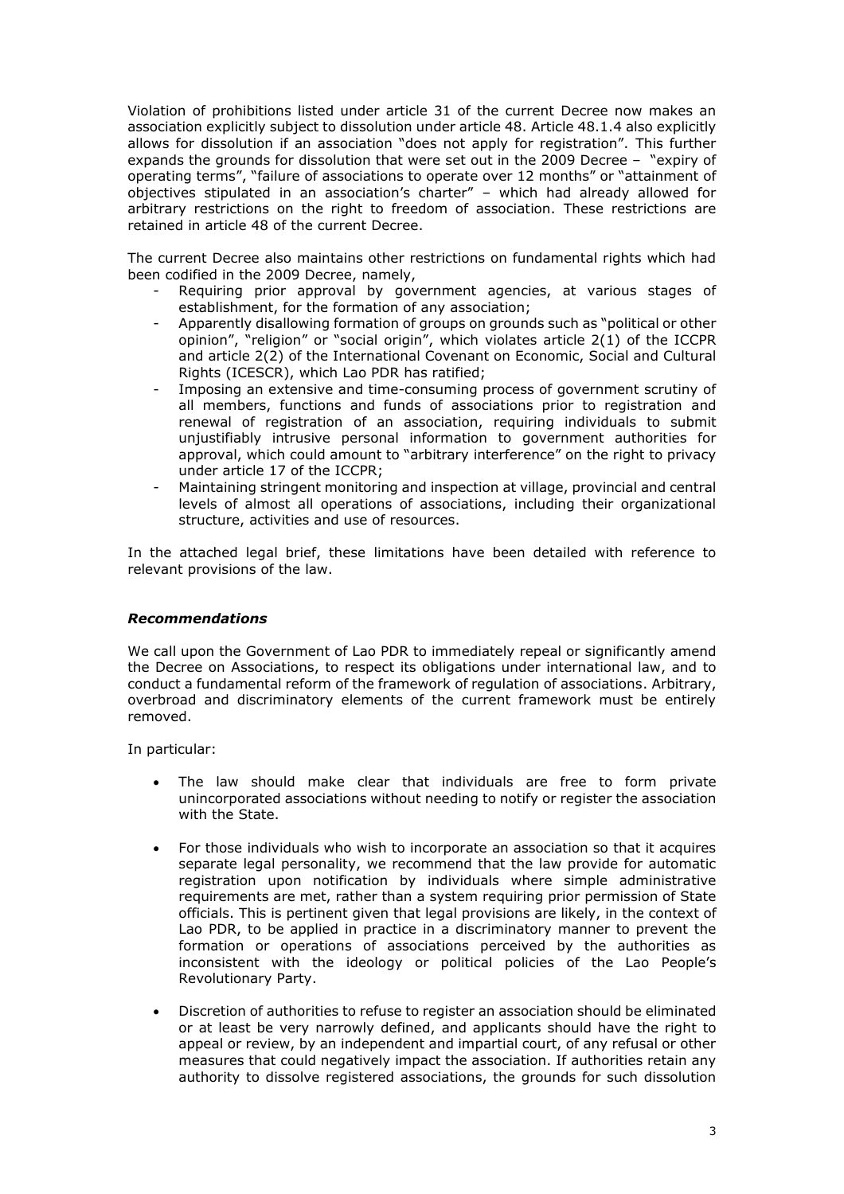Violation of prohibitions listed under article 31 of the current Decree now makes an association explicitly subject to dissolution under article 48. Article 48.1.4 also explicitly allows for dissolution if an association "does not apply for registration". This further expands the grounds for dissolution that were set out in the 2009 Decree – "expiry of operating terms", "failure of associations to operate over 12 months" or "attainment of objectives stipulated in an association's charter" – which had already allowed for arbitrary restrictions on the right to freedom of association. These restrictions are retained in article 48 of the current Decree.

The current Decree also maintains other restrictions on fundamental rights which had been codified in the 2009 Decree, namely,

- Requiring prior approval by government agencies, at various stages of establishment, for the formation of any association;
- Apparently disallowing formation of groups on grounds such as "political or other opinion", "religion" or "social origin", which violates article 2(1) of the ICCPR and article 2(2) of the International Covenant on Economic, Social and Cultural Rights (ICESCR), which Lao PDR has ratified;
- Imposing an extensive and time-consuming process of government scrutiny of all members, functions and funds of associations prior to registration and renewal of registration of an association, requiring individuals to submit unjustifiably intrusive personal information to government authorities for approval, which could amount to "arbitrary interference" on the right to privacy under article 17 of the ICCPR;
- Maintaining stringent monitoring and inspection at village, provincial and central levels of almost all operations of associations, including their organizational structure, activities and use of resources.

In the attached legal brief, these limitations have been detailed with reference to relevant provisions of the law.

### *Recommendations*

We call upon the Government of Lao PDR to immediately repeal or significantly amend the Decree on Associations, to respect its obligations under international law, and to conduct a fundamental reform of the framework of regulation of associations. Arbitrary, overbroad and discriminatory elements of the current framework must be entirely removed.

In particular:

- The law should make clear that individuals are free to form private unincorporated associations without needing to notify or register the association with the State.

- For those individuals who wish to incorporate an association so that it acquires separate legal personality, we recommend that the law provide for automatic registration upon notification by individuals where simple administrative requirements are met, rather than a system requiring prior permission of State officials. This is pertinent given that legal provisions are likely, in the context of Lao PDR, to be applied in practice in a discriminatory manner to prevent the formation or operations of associations perceived by the authorities as inconsistent with the ideology or political policies of the Lao People's Revolutionary Party.

- Discretion of authorities to refuse to register an association should be eliminated or at least be very narrowly defined, and applicants should have the right to appeal or review, by an independent and impartial court, of any refusal or other measures that could negatively impact the association. If authorities retain any authority to dissolve registered associations, the grounds for such dissolution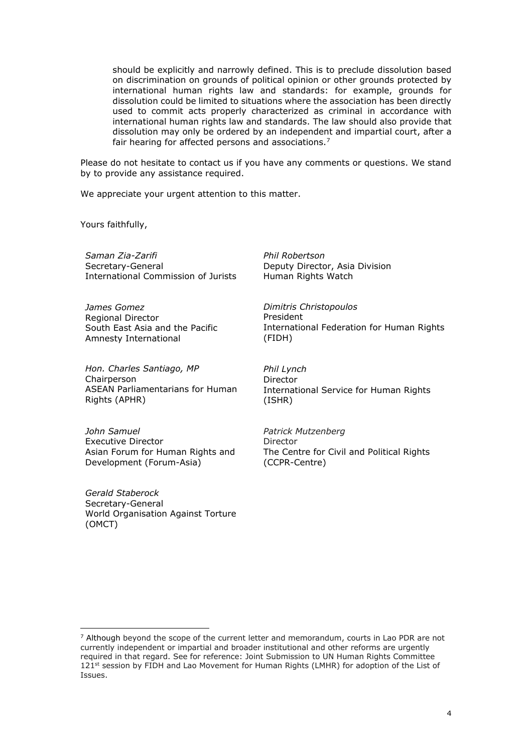should be explicitly and narrowly defined. This is to preclude dissolution based on discrimination on grounds of political opinion or other grounds protected by international human rights law and standards: for example, grounds for dissolution could be limited to situations where the association has been directly used to commit acts properly characterized as criminal in accordance with international human rights law and standards. The law should also provide that dissolution may only be ordered by an independent and impartial court, after a fair hearing for affected persons and associations.[7]

Please do not hesitate to contact us if you have any comments or questions. We stand by to provide any assistance required.

We appreciate your urgent attention to this matter.

Yours faithfully,

*Saman Zia-Zarifi*
Secretary-General
International Commission of Jurists

*Phil Robertson*
Deputy Director, Asia Division
Human Rights Watch

*James Gomez*
Regional Director
South East Asia and the Pacific
Amnesty International

*Dimitris Christopoulos*
President
International Federation for Human Rights (FIDH)

*Hon. Charles Santiago, MP*
Chairperson
ASEAN Parliamentarians for Human Rights (APHR)

*Phil Lynch*
Director
International Service for Human Rights (ISHR)

*John Samuel*
Executive Director
Asian Forum for Human Rights and Development (Forum-Asia)

*Patrick Mutzenberg*
Director
The Centre for Civil and Political Rights (CCPR-Centre)

*Gerald Staberock*
Secretary-General
World Organisation Against Torture (OMCT)

---

[7] Although beyond the scope of the current letter and memorandum, courts in Lao PDR are not currently independent or impartial and broader institutional and other reforms are urgently required in that regard. See for reference: Joint Submission to UN Human Rights Committee 121st session by FIDH and Lao Movement for Human Rights (LMHR) for adoption of the List of Issues.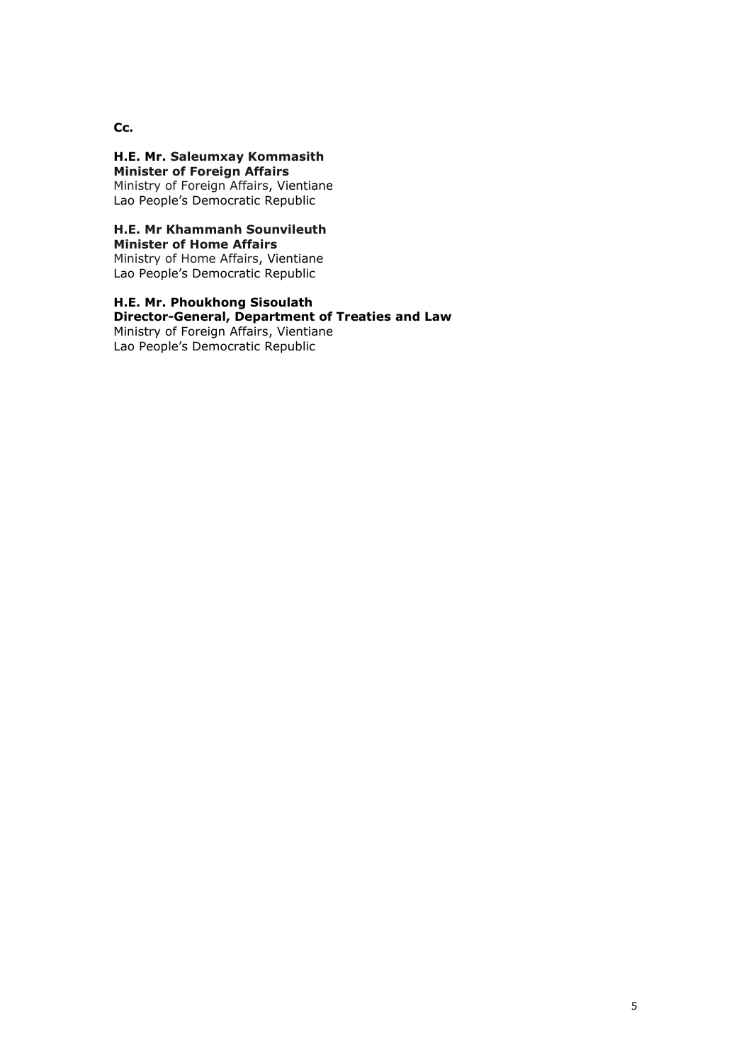**Cc.**

**H.E. Mr. Saleumxay Kommasith**
**Minister of Foreign Affairs**
Ministry of Foreign Affairs, Vientiane
Lao People's Democratic Republic

**H.E. Mr Khammanh Sounvileuth**
**Minister of Home Affairs**
Ministry of Home Affairs, Vientiane
Lao People's Democratic Republic

**H.E. Mr. Phoukhong Sisoulath**
**Director-General, Department of Treaties and Law**
Ministry of Foreign Affairs, Vientiane
Lao People's Democratic Republic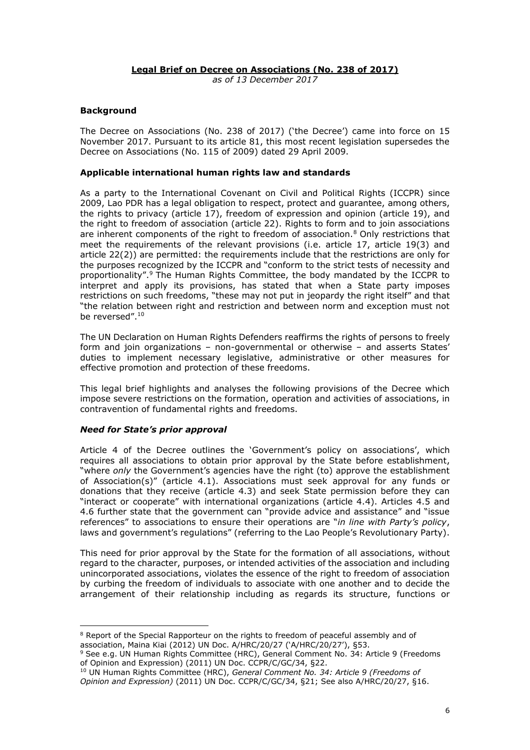**Legal Brief on Decree on Associations (No. 238 of 2017)**

*as of 13 December 2017*

### Background

The Decree on Associations (No. 238 of 2017) ('the Decree') came into force on 15 November 2017. Pursuant to its article 81, this most recent legislation supersedes the Decree on Associations (No. 115 of 2009) dated 29 April 2009.

### Applicable international human rights law and standards

As a party to the International Covenant on Civil and Political Rights (ICCPR) since 2009, Lao PDR has a legal obligation to respect, protect and guarantee, among others, the rights to privacy (article 17), freedom of expression and opinion (article 19), and the right to freedom of association (article 22). Rights to form and to join associations are inherent components of the right to freedom of association.[8] Only restrictions that meet the requirements of the relevant provisions (i.e. article 17, article 19(3) and article 22(2)) are permitted: the requirements include that the restrictions are only for the purposes recognized by the ICCPR and "conform to the strict tests of necessity and proportionality".[9] The Human Rights Committee, the body mandated by the ICCPR to interpret and apply its provisions, has stated that when a State party imposes restrictions on such freedoms, "these may not put in jeopardy the right itself" and that "the relation between right and restriction and between norm and exception must not be reversed".[10]

The UN Declaration on Human Rights Defenders reaffirms the rights of persons to freely form and join organizations – non-governmental or otherwise – and asserts States' duties to implement necessary legislative, administrative or other measures for effective promotion and protection of these freedoms.

This legal brief highlights and analyses the following provisions of the Decree which impose severe restrictions on the formation, operation and activities of associations, in contravention of fundamental rights and freedoms.

#### *Need for State's prior approval*

Article 4 of the Decree outlines the 'Government's policy on associations', which requires all associations to obtain prior approval by the State before establishment, "where *only* the Government's agencies have the right (to) approve the establishment of Association(s)" (article 4.1). Associations must seek approval for any funds or donations that they receive (article 4.3) and seek State permission before they can "interact or cooperate" with international organizations (article 4.4). Articles 4.5 and 4.6 further state that the government can "provide advice and assistance" and "issue references" to associations to ensure their operations are "*in line with Party's policy*, laws and government's regulations" (referring to the Lao People's Revolutionary Party).

This need for prior approval by the State for the formation of all associations, without regard to the character, purposes, or intended activities of the association and including unincorporated associations, violates the essence of the right to freedom of association by curbing the freedom of individuals to associate with one another and to decide the arrangement of their relationship including as regards its structure, functions or

---

[8] Report of the Special Rapporteur on the rights to freedom of peaceful assembly and of association, Maina Kiai (2012) UN Doc. A/HRC/20/27 ('A/HRC/20/27'), §53.

[9] See e.g. UN Human Rights Committee (HRC), General Comment No. 34: Article 9 (Freedoms of Opinion and Expression) (2011) UN Doc. CCPR/C/GC/34, §22.

[10] UN Human Rights Committee (HRC), *General Comment No. 34: Article 9 (Freedoms of Opinion and Expression)* (2011) UN Doc. CCPR/C/GC/34, §21; See also A/HRC/20/27, §16.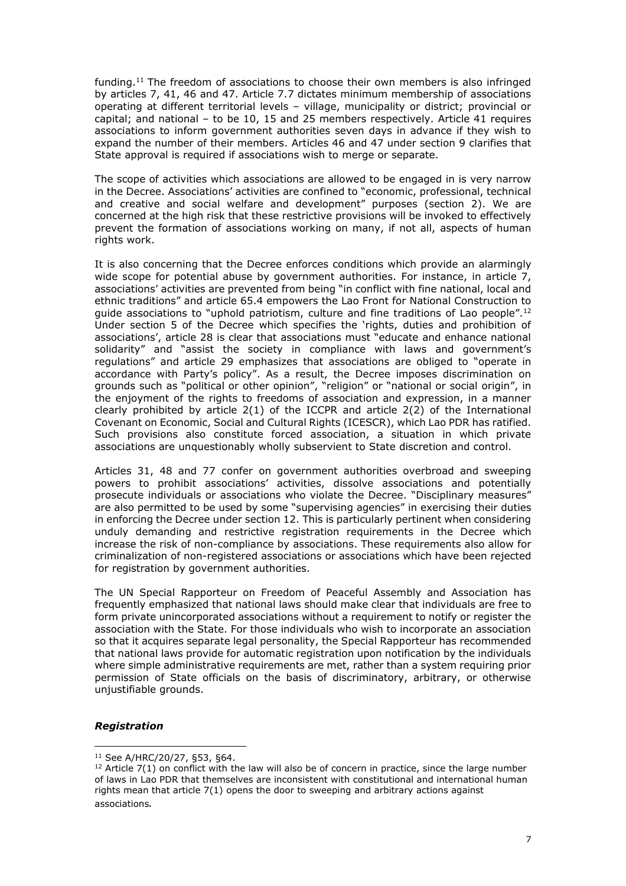funding.[11] The freedom of associations to choose their own members is also infringed by articles 7, 41, 46 and 47. Article 7.7 dictates minimum membership of associations operating at different territorial levels – village, municipality or district; provincial or capital; and national – to be 10, 15 and 25 members respectively. Article 41 requires associations to inform government authorities seven days in advance if they wish to expand the number of their members. Articles 46 and 47 under section 9 clarifies that State approval is required if associations wish to merge or separate.

The scope of activities which associations are allowed to be engaged in is very narrow in the Decree. Associations' activities are confined to "economic, professional, technical and creative and social welfare and development" purposes (section 2). We are concerned at the high risk that these restrictive provisions will be invoked to effectively prevent the formation of associations working on many, if not all, aspects of human rights work.

It is also concerning that the Decree enforces conditions which provide an alarmingly wide scope for potential abuse by government authorities. For instance, in article 7, associations' activities are prevented from being "in conflict with fine national, local and ethnic traditions" and article 65.4 empowers the Lao Front for National Construction to guide associations to "uphold patriotism, culture and fine traditions of Lao people".[12] Under section 5 of the Decree which specifies the 'rights, duties and prohibition of associations', article 28 is clear that associations must "educate and enhance national solidarity" and "assist the society in compliance with laws and government's regulations" and article 29 emphasizes that associations are obliged to "operate in accordance with Party's policy". As a result, the Decree imposes discrimination on grounds such as "political or other opinion", "religion" or "national or social origin", in the enjoyment of the rights to freedoms of association and expression, in a manner clearly prohibited by article 2(1) of the ICCPR and article 2(2) of the International Covenant on Economic, Social and Cultural Rights (ICESCR), which Lao PDR has ratified. Such provisions also constitute forced association, a situation in which private associations are unquestionably wholly subservient to State discretion and control.

Articles 31, 48 and 77 confer on government authorities overbroad and sweeping powers to prohibit associations' activities, dissolve associations and potentially prosecute individuals or associations who violate the Decree. "Disciplinary measures" are also permitted to be used by some "supervising agencies" in exercising their duties in enforcing the Decree under section 12. This is particularly pertinent when considering unduly demanding and restrictive registration requirements in the Decree which increase the risk of non-compliance by associations. These requirements also allow for criminalization of non-registered associations or associations which have been rejected for registration by government authorities.

The UN Special Rapporteur on Freedom of Peaceful Assembly and Association has frequently emphasized that national laws should make clear that individuals are free to form private unincorporated associations without a requirement to notify or register the association with the State. For those individuals who wish to incorporate an association so that it acquires separate legal personality, the Special Rapporteur has recommended that national laws provide for automatic registration upon notification by the individuals where simple administrative requirements are met, rather than a system requiring prior permission of State officials on the basis of discriminatory, arbitrary, or otherwise unjustifiable grounds.

***Registration***

---

[11] See A/HRC/20/27, §53, §64.

[12] Article 7(1) on conflict with the law will also be of concern in practice, since the large number of laws in Lao PDR that themselves are inconsistent with constitutional and international human rights mean that article 7(1) opens the door to sweeping and arbitrary actions against associations.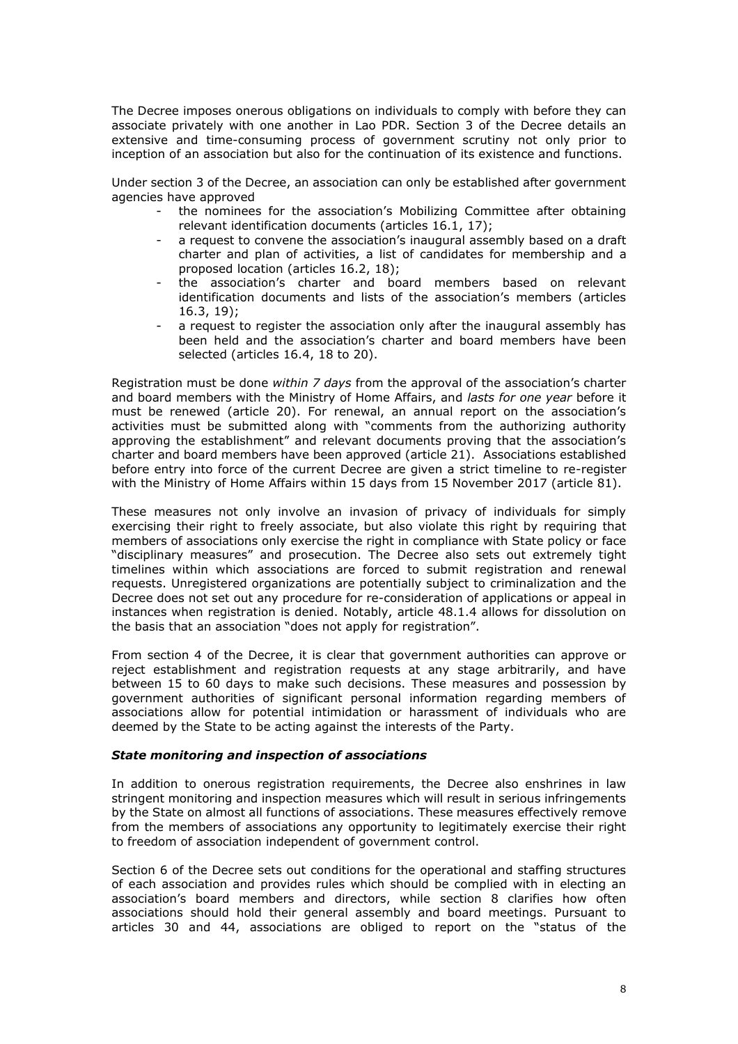The Decree imposes onerous obligations on individuals to comply with before they can associate privately with one another in Lao PDR. Section 3 of the Decree details an extensive and time-consuming process of government scrutiny not only prior to inception of an association but also for the continuation of its existence and functions.

Under section 3 of the Decree, an association can only be established after government agencies have approved

- the nominees for the association's Mobilizing Committee after obtaining relevant identification documents (articles 16.1, 17);
- a request to convene the association's inaugural assembly based on a draft charter and plan of activities, a list of candidates for membership and a proposed location (articles 16.2, 18);
- the association's charter and board members based on relevant identification documents and lists of the association's members (articles 16.3, 19);
- a request to register the association only after the inaugural assembly has been held and the association's charter and board members have been selected (articles 16.4, 18 to 20).

Registration must be done *within 7 days* from the approval of the association's charter and board members with the Ministry of Home Affairs, and *lasts for one year* before it must be renewed (article 20). For renewal, an annual report on the association's activities must be submitted along with "comments from the authorizing authority approving the establishment" and relevant documents proving that the association's charter and board members have been approved (article 21). Associations established before entry into force of the current Decree are given a strict timeline to re-register with the Ministry of Home Affairs within 15 days from 15 November 2017 (article 81).

These measures not only involve an invasion of privacy of individuals for simply exercising their right to freely associate, but also violate this right by requiring that members of associations only exercise the right in compliance with State policy or face "disciplinary measures" and prosecution. The Decree also sets out extremely tight timelines within which associations are forced to submit registration and renewal requests. Unregistered organizations are potentially subject to criminalization and the Decree does not set out any procedure for re-consideration of applications or appeal in instances when registration is denied. Notably, article 48.1.4 allows for dissolution on the basis that an association "does not apply for registration".

From section 4 of the Decree, it is clear that government authorities can approve or reject establishment and registration requests at any stage arbitrarily, and have between 15 to 60 days to make such decisions. These measures and possession by government authorities of significant personal information regarding members of associations allow for potential intimidation or harassment of individuals who are deemed by the State to be acting against the interests of the Party.

### *State monitoring and inspection of associations*

In addition to onerous registration requirements, the Decree also enshrines in law stringent monitoring and inspection measures which will result in serious infringements by the State on almost all functions of associations. These measures effectively remove from the members of associations any opportunity to legitimately exercise their right to freedom of association independent of government control.

Section 6 of the Decree sets out conditions for the operational and staffing structures of each association and provides rules which should be complied with in electing an association's board members and directors, while section 8 clarifies how often associations should hold their general assembly and board meetings. Pursuant to articles 30 and 44, associations are obliged to report on the "status of the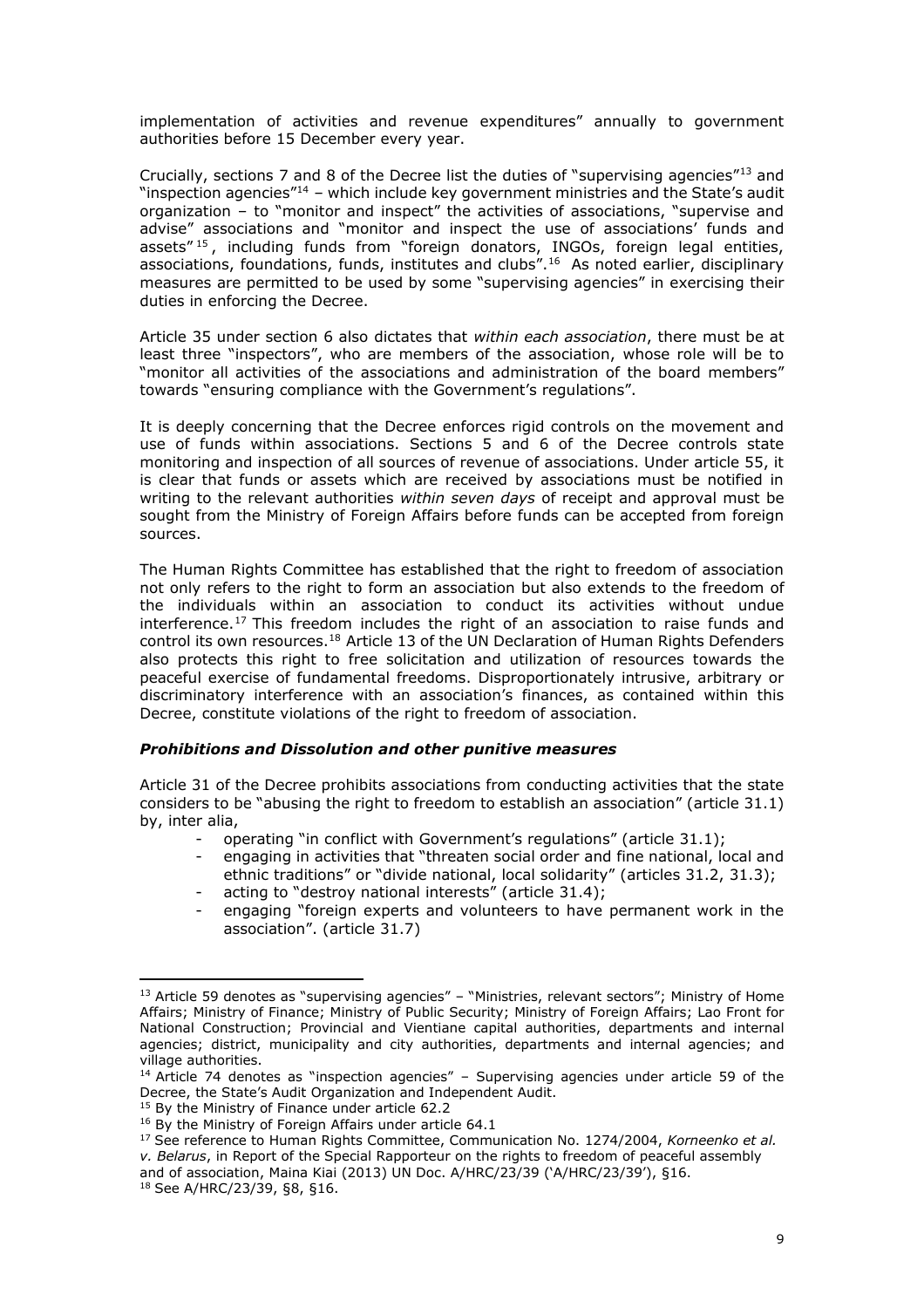implementation of activities and revenue expenditures" annually to government authorities before 15 December every year.

Crucially, sections 7 and 8 of the Decree list the duties of "supervising agencies"[13] and "inspection agencies"[14] – which include key government ministries and the State's audit organization – to "monitor and inspect" the activities of associations, "supervise and advise" associations and "monitor and inspect the use of associations' funds and assets"[15], including funds from "foreign donators, INGOs, foreign legal entities, associations, foundations, funds, institutes and clubs".[16] As noted earlier, disciplinary measures are permitted to be used by some "supervising agencies" in exercising their duties in enforcing the Decree.

Article 35 under section 6 also dictates that *within each association*, there must be at least three "inspectors", who are members of the association, whose role will be to "monitor all activities of the associations and administration of the board members" towards "ensuring compliance with the Government's regulations".

It is deeply concerning that the Decree enforces rigid controls on the movement and use of funds within associations. Sections 5 and 6 of the Decree controls state monitoring and inspection of all sources of revenue of associations. Under article 55, it is clear that funds or assets which are received by associations must be notified in writing to the relevant authorities *within seven days* of receipt and approval must be sought from the Ministry of Foreign Affairs before funds can be accepted from foreign sources.

The Human Rights Committee has established that the right to freedom of association not only refers to the right to form an association but also extends to the freedom of the individuals within an association to conduct its activities without undue interference.[17] This freedom includes the right of an association to raise funds and control its own resources.[18] Article 13 of the UN Declaration of Human Rights Defenders also protects this right to free solicitation and utilization of resources towards the peaceful exercise of fundamental freedoms. Disproportionately intrusive, arbitrary or discriminatory interference with an association's finances, as contained within this Decree, constitute violations of the right to freedom of association.

### *Prohibitions and Dissolution and other punitive measures*

Article 31 of the Decree prohibits associations from conducting activities that the state considers to be "abusing the right to freedom to establish an association" (article 31.1) by, inter alia,

- operating "in conflict with Government's regulations" (article 31.1);
- engaging in activities that "threaten social order and fine national, local and ethnic traditions" or "divide national, local solidarity" (articles 31.2, 31.3);
- acting to "destroy national interests" (article 31.4);
- engaging "foreign experts and volunteers to have permanent work in the association". (article 31.7)

---

[13] Article 59 denotes as "supervising agencies" – "Ministries, relevant sectors"; Ministry of Home Affairs; Ministry of Finance; Ministry of Public Security; Ministry of Foreign Affairs; Lao Front for National Construction; Provincial and Vientiane capital authorities, departments and internal agencies; district, municipality and city authorities, departments and internal agencies; and village authorities.

[14] Article 74 denotes as "inspection agencies" – Supervising agencies under article 59 of the Decree, the State's Audit Organization and Independent Audit.

[15] By the Ministry of Finance under article 62.2

[16] By the Ministry of Foreign Affairs under article 64.1

[17] See reference to Human Rights Committee, Communication No. 1274/2004, *Korneenko et al. v. Belarus*, in Report of the Special Rapporteur on the rights to freedom of peaceful assembly and of association, Maina Kiai (2013) UN Doc. A/HRC/23/39 ('A/HRC/23/39'), §16.

[18] See A/HRC/23/39, §8, §16.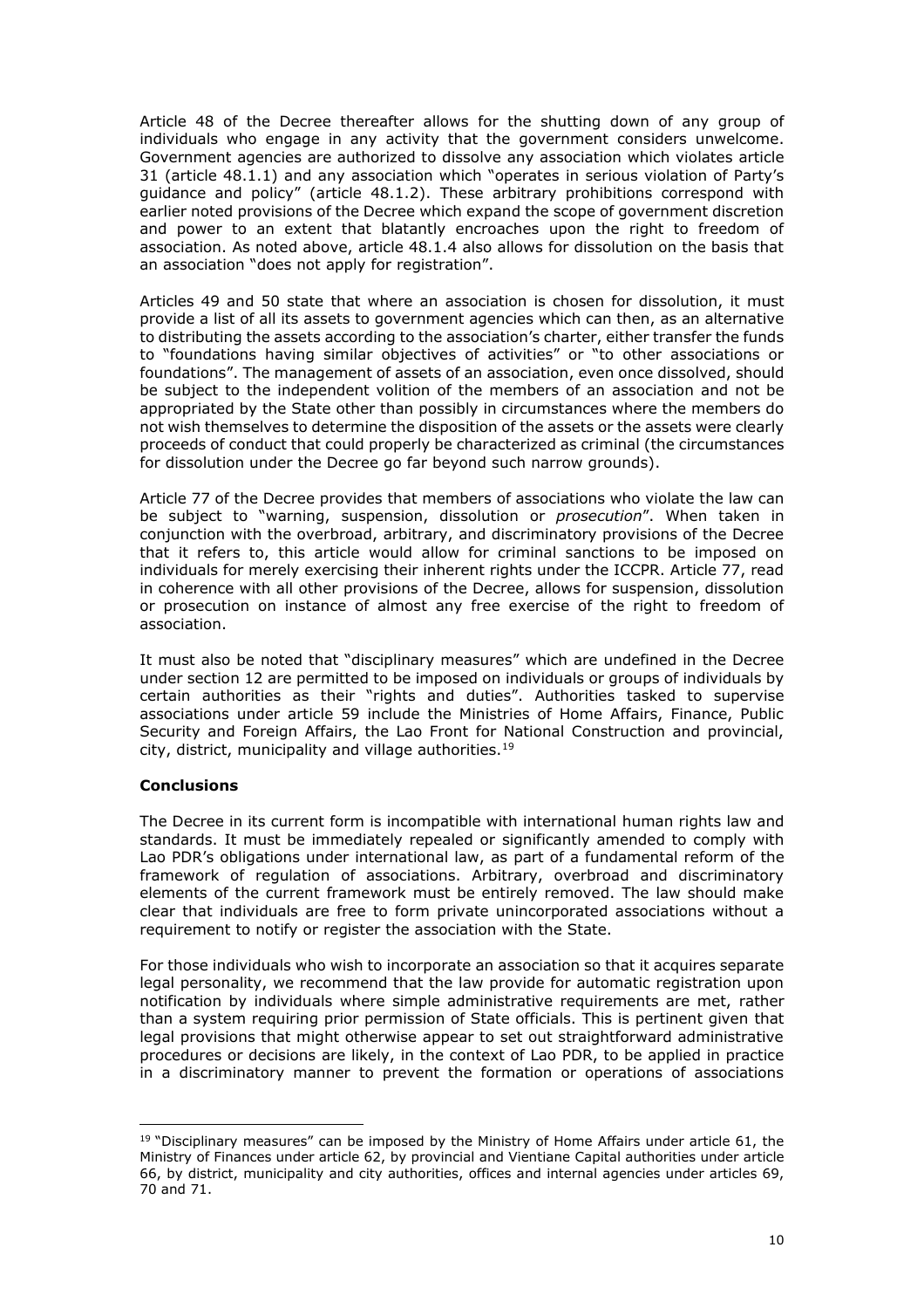Article 48 of the Decree thereafter allows for the shutting down of any group of individuals who engage in any activity that the government considers unwelcome. Government agencies are authorized to dissolve any association which violates article 31 (article 48.1.1) and any association which "operates in serious violation of Party's guidance and policy" (article 48.1.2). These arbitrary prohibitions correspond with earlier noted provisions of the Decree which expand the scope of government discretion and power to an extent that blatantly encroaches upon the right to freedom of association. As noted above, article 48.1.4 also allows for dissolution on the basis that an association "does not apply for registration".

Articles 49 and 50 state that where an association is chosen for dissolution, it must provide a list of all its assets to government agencies which can then, as an alternative to distributing the assets according to the association's charter, either transfer the funds to "foundations having similar objectives of activities" or "to other associations or foundations". The management of assets of an association, even once dissolved, should be subject to the independent volition of the members of an association and not be appropriated by the State other than possibly in circumstances where the members do not wish themselves to determine the disposition of the assets or the assets were clearly proceeds of conduct that could properly be characterized as criminal (the circumstances for dissolution under the Decree go far beyond such narrow grounds).

Article 77 of the Decree provides that members of associations who violate the law can be subject to "warning, suspension, dissolution or *prosecution*". When taken in conjunction with the overbroad, arbitrary, and discriminatory provisions of the Decree that it refers to, this article would allow for criminal sanctions to be imposed on individuals for merely exercising their inherent rights under the ICCPR. Article 77, read in coherence with all other provisions of the Decree, allows for suspension, dissolution or prosecution on instance of almost any free exercise of the right to freedom of association.

It must also be noted that "disciplinary measures" which are undefined in the Decree under section 12 are permitted to be imposed on individuals or groups of individuals by certain authorities as their "rights and duties". Authorities tasked to supervise associations under article 59 include the Ministries of Home Affairs, Finance, Public Security and Foreign Affairs, the Lao Front for National Construction and provincial, city, district, municipality and village authorities.[19]

**Conclusions**

The Decree in its current form is incompatible with international human rights law and standards. It must be immediately repealed or significantly amended to comply with Lao PDR's obligations under international law, as part of a fundamental reform of the framework of regulation of associations. Arbitrary, overbroad and discriminatory elements of the current framework must be entirely removed. The law should make clear that individuals are free to form private unincorporated associations without a requirement to notify or register the association with the State.

For those individuals who wish to incorporate an association so that it acquires separate legal personality, we recommend that the law provide for automatic registration upon notification by individuals where simple administrative requirements are met, rather than a system requiring prior permission of State officials. This is pertinent given that legal provisions that might otherwise appear to set out straightforward administrative procedures or decisions are likely, in the context of Lao PDR, to be applied in practice in a discriminatory manner to prevent the formation or operations of associations

---

[19] "Disciplinary measures" can be imposed by the Ministry of Home Affairs under article 61, the Ministry of Finances under article 62, by provincial and Vientiane Capital authorities under article 66, by district, municipality and city authorities, offices and internal agencies under articles 69, 70 and 71.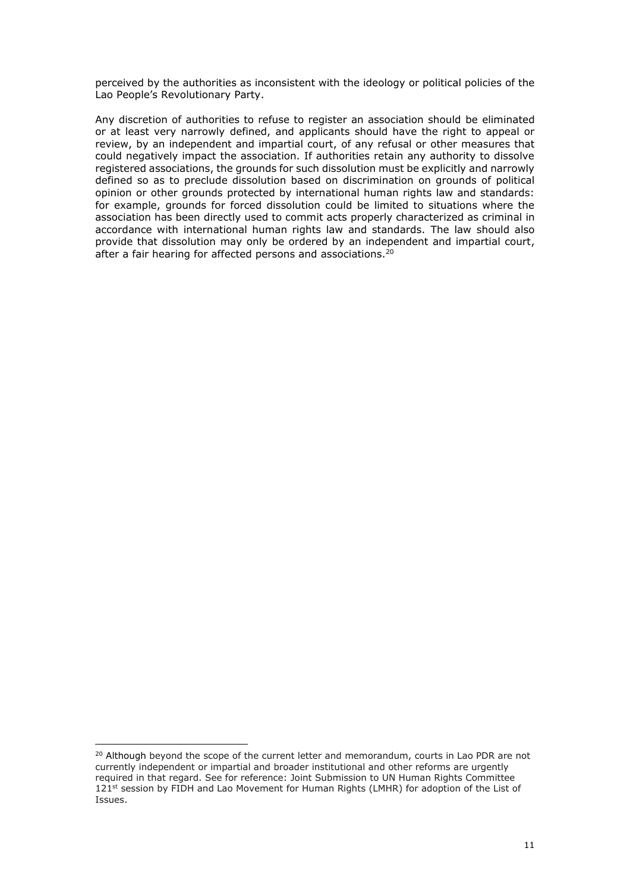perceived by the authorities as inconsistent with the ideology or political policies of the Lao People's Revolutionary Party.

Any discretion of authorities to refuse to register an association should be eliminated or at least very narrowly defined, and applicants should have the right to appeal or review, by an independent and impartial court, of any refusal or other measures that could negatively impact the association. If authorities retain any authority to dissolve registered associations, the grounds for such dissolution must be explicitly and narrowly defined so as to preclude dissolution based on discrimination on grounds of political opinion or other grounds protected by international human rights law and standards: for example, grounds for forced dissolution could be limited to situations where the association has been directly used to commit acts properly characterized as criminal in accordance with international human rights law and standards. The law should also provide that dissolution may only be ordered by an independent and impartial court, after a fair hearing for affected persons and associations.[20]

[20] Although beyond the scope of the current letter and memorandum, courts in Lao PDR are not currently independent or impartial and broader institutional and other reforms are urgently required in that regard. See for reference: Joint Submission to UN Human Rights Committee 121st session by FIDH and Lao Movement for Human Rights (LMHR) for adoption of the List of Issues.